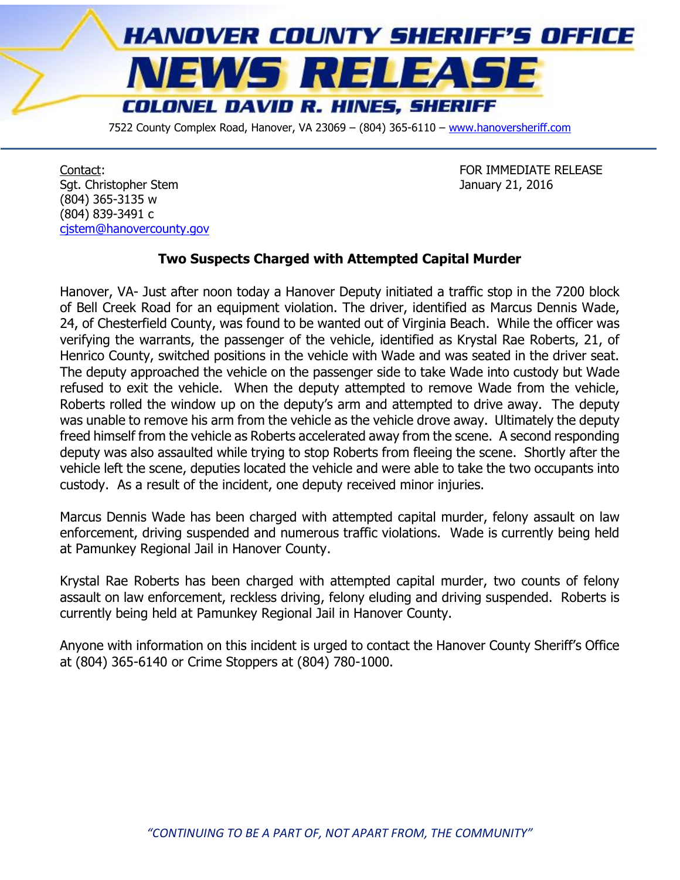# HANOVER COUNTY SHERIFF'S OFFICE
# NEWS RELEASE
## COLONEL DAVID R. HINES, SHERIFF

7522 County Complex Road, Hanover, VA 23069 – (804) 365-6110 – www.hanoversheriff.com

Contact:
Sgt. Christopher Stem
(804) 365-3135 w
(804) 839-3491 c
cjstem@hanovercounty.gov

FOR IMMEDIATE RELEASE
January 21, 2016

**Two Suspects Charged with Attempted Capital Murder**

Hanover, VA- Just after noon today a Hanover Deputy initiated a traffic stop in the 7200 block of Bell Creek Road for an equipment violation. The driver, identified as Marcus Dennis Wade, 24, of Chesterfield County, was found to be wanted out of Virginia Beach. While the officer was verifying the warrants, the passenger of the vehicle, identified as Krystal Rae Roberts, 21, of Henrico County, switched positions in the vehicle with Wade and was seated in the driver seat. The deputy approached the vehicle on the passenger side to take Wade into custody but Wade refused to exit the vehicle. When the deputy attempted to remove Wade from the vehicle, Roberts rolled the window up on the deputy's arm and attempted to drive away. The deputy was unable to remove his arm from the vehicle as the vehicle drove away. Ultimately the deputy freed himself from the vehicle as Roberts accelerated away from the scene. A second responding deputy was also assaulted while trying to stop Roberts from fleeing the scene. Shortly after the vehicle left the scene, deputies located the vehicle and were able to take the two occupants into custody. As a result of the incident, one deputy received minor injuries.

Marcus Dennis Wade has been charged with attempted capital murder, felony assault on law enforcement, driving suspended and numerous traffic violations. Wade is currently being held at Pamunkey Regional Jail in Hanover County.

Krystal Rae Roberts has been charged with attempted capital murder, two counts of felony assault on law enforcement, reckless driving, felony eluding and driving suspended. Roberts is currently being held at Pamunkey Regional Jail in Hanover County.

Anyone with information on this incident is urged to contact the Hanover County Sheriff's Office at (804) 365-6140 or Crime Stoppers at (804) 780-1000.

*"CONTINUING TO BE A PART OF, NOT APART FROM, THE COMMUNITY"*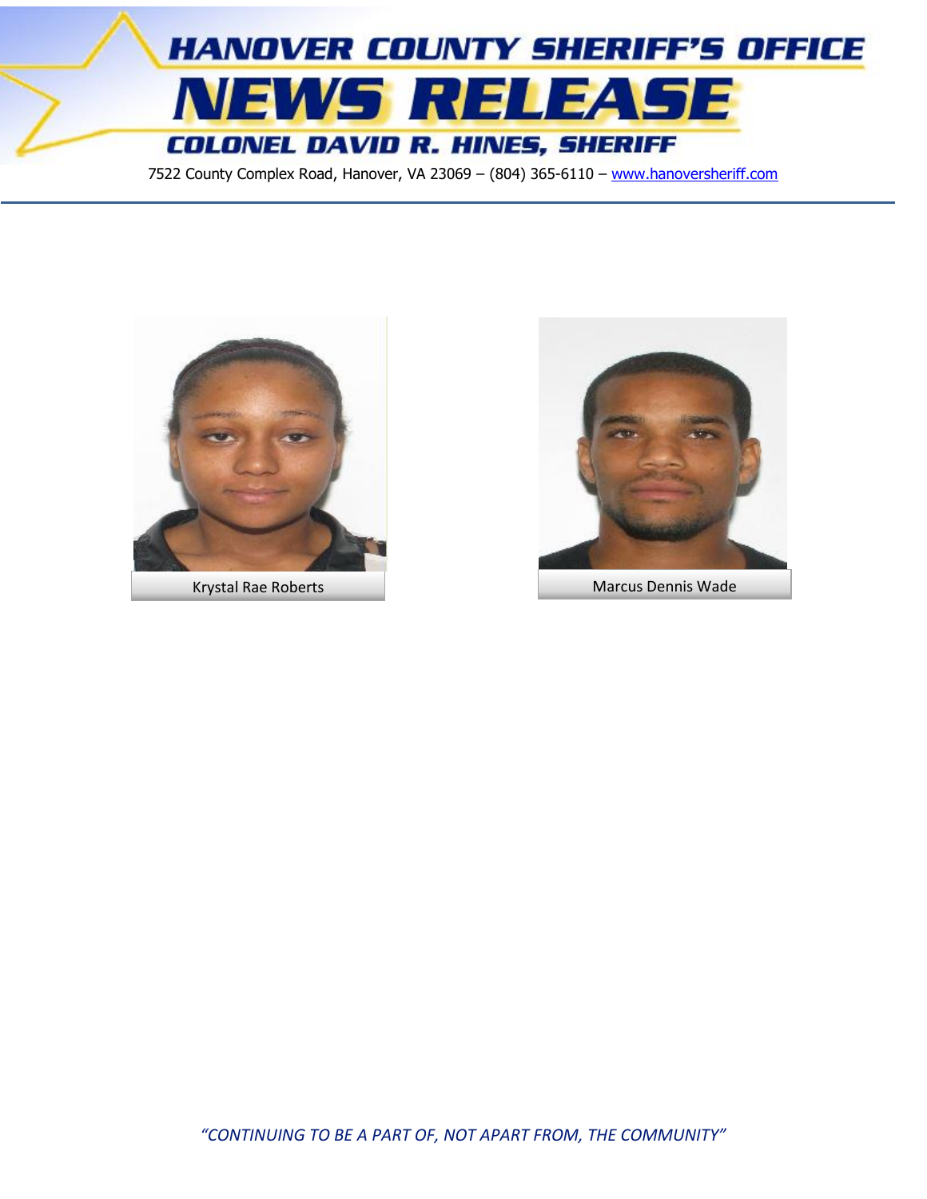# HANOVER COUNTY SHERIFF'S OFFICE

# NEWS RELEASE

## COLONEL DAVID R. HINES, SHERIFF

7522 County Complex Road, Hanover, VA 23069 – (804) 365-6110 – www.hanoversheriff.com

Krystal Rae Roberts

Marcus Dennis Wade

*"CONTINUING TO BE A PART OF, NOT APART FROM, THE COMMUNITY"*